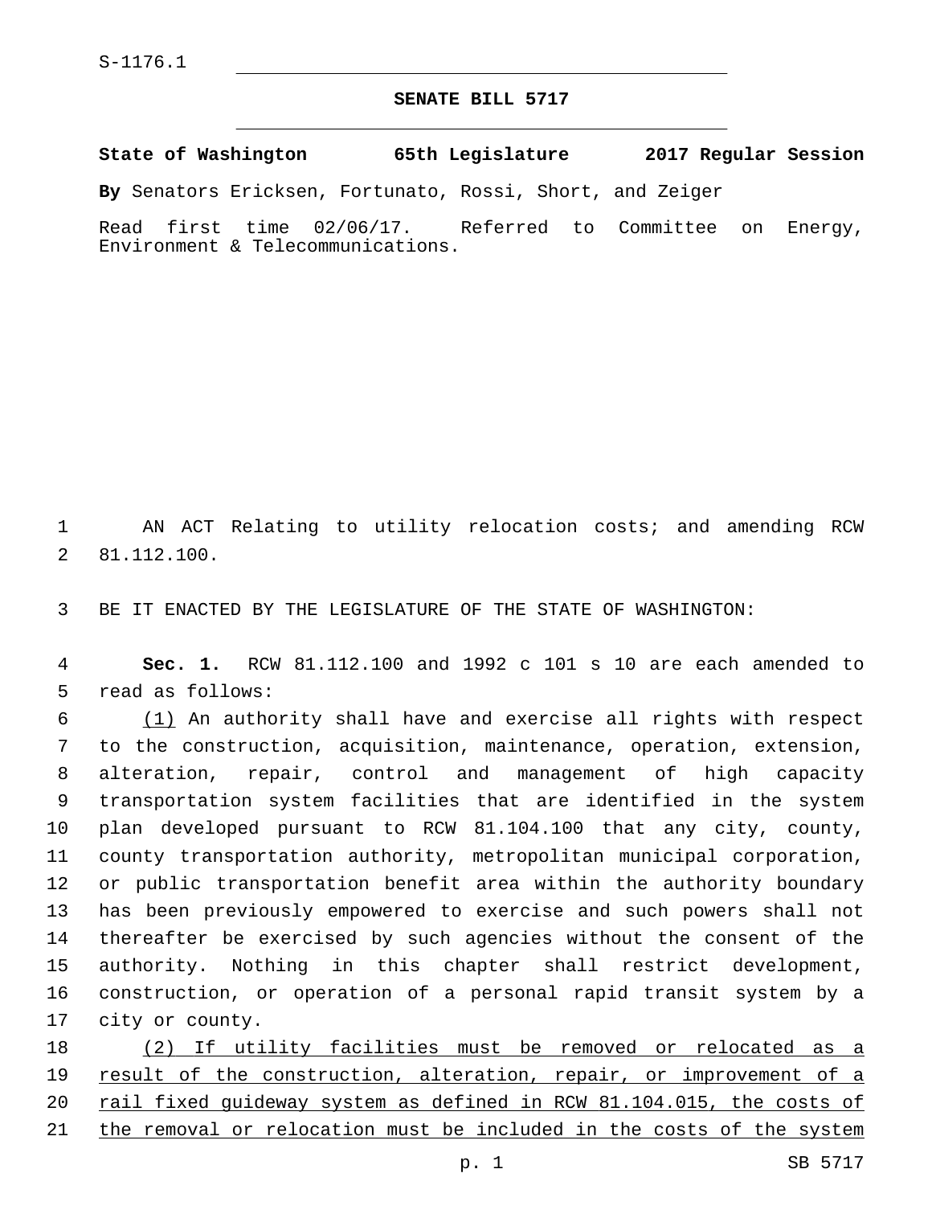S-1176.1

**SENATE BILL 5717**

**State of Washington 65th Legislature 2017 Regular Session**

**By** Senators Ericksen, Fortunato, Rossi, Short, and Zeiger

Read first time 02/06/17. Referred to Committee on Energy, Environment & Telecommunications.

AN ACT Relating to utility relocation costs; and amending RCW 81.112.100.

BE IT ENACTED BY THE LEGISLATURE OF THE STATE OF WASHINGTON:

**Sec. 1.** RCW 81.112.100 and 1992 c 101 s 10 are each amended to read as follows:

(1) An authority shall have and exercise all rights with respect to the construction, acquisition, maintenance, operation, extension, alteration, repair, control and management of high capacity transportation system facilities that are identified in the system plan developed pursuant to RCW 81.104.100 that any city, county, county transportation authority, metropolitan municipal corporation, or public transportation benefit area within the authority boundary has been previously empowered to exercise and such powers shall not thereafter be exercised by such agencies without the consent of the authority. Nothing in this chapter shall restrict development, construction, or operation of a personal rapid transit system by a city or county.

(2) If utility facilities must be removed or relocated as a result of the construction, alteration, repair, or improvement of a rail fixed guideway system as defined in RCW 81.104.015, the costs of the removal or relocation must be included in the costs of the system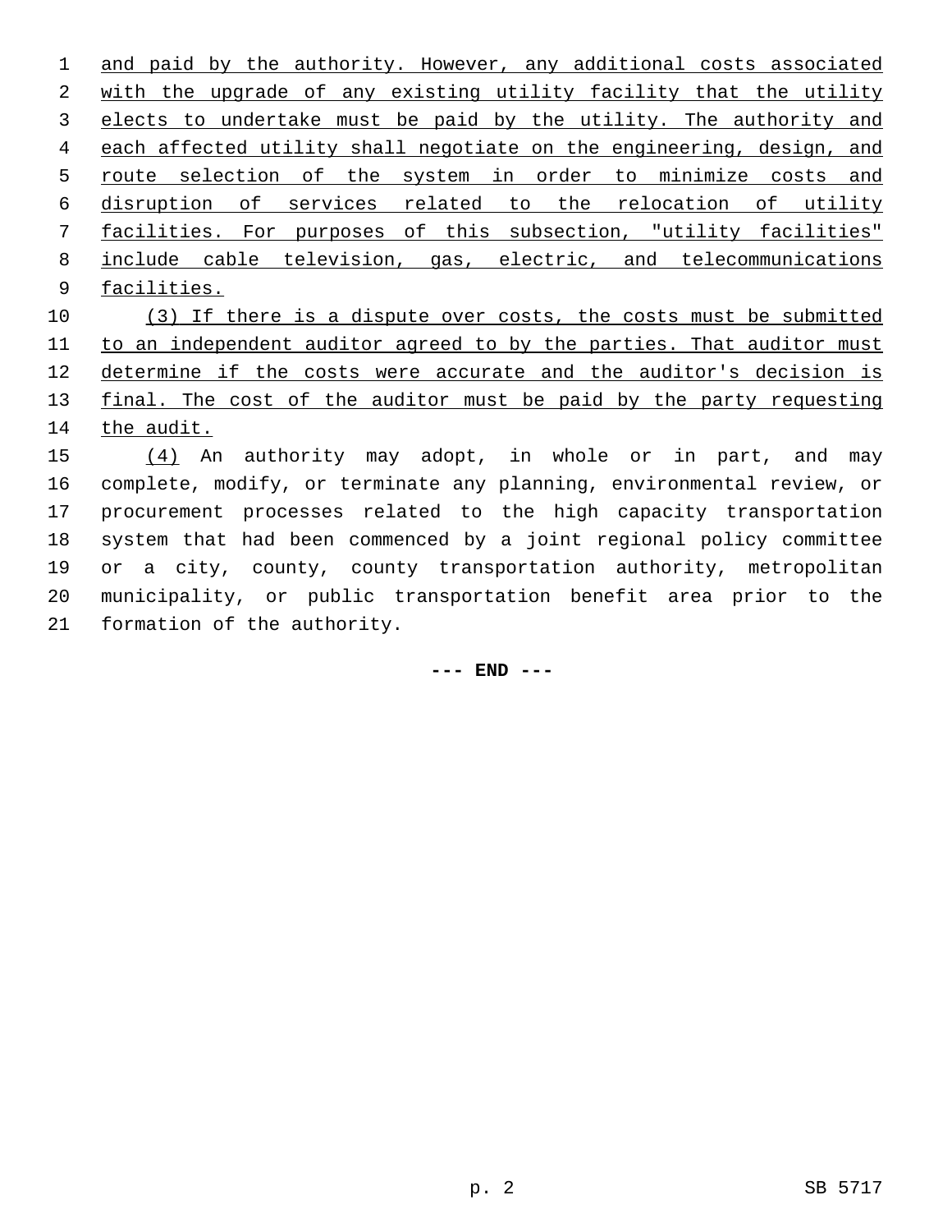and paid by the authority. However, any additional costs associated with the upgrade of any existing utility facility that the utility elects to undertake must be paid by the utility. The authority and each affected utility shall negotiate on the engineering, design, and route selection of the system in order to minimize costs and disruption of services related to the relocation of utility facilities. For purposes of this subsection, "utility facilities" include cable television, gas, electric, and telecommunications facilities.

(3) If there is a dispute over costs, the costs must be submitted to an independent auditor agreed to by the parties. That auditor must determine if the costs were accurate and the auditor's decision is final. The cost of the auditor must be paid by the party requesting the audit.

(4) An authority may adopt, in whole or in part, and may complete, modify, or terminate any planning, environmental review, or procurement processes related to the high capacity transportation system that had been commenced by a joint regional policy committee or a city, county, county transportation authority, metropolitan municipality, or public transportation benefit area prior to the formation of the authority.

**--- END ---**